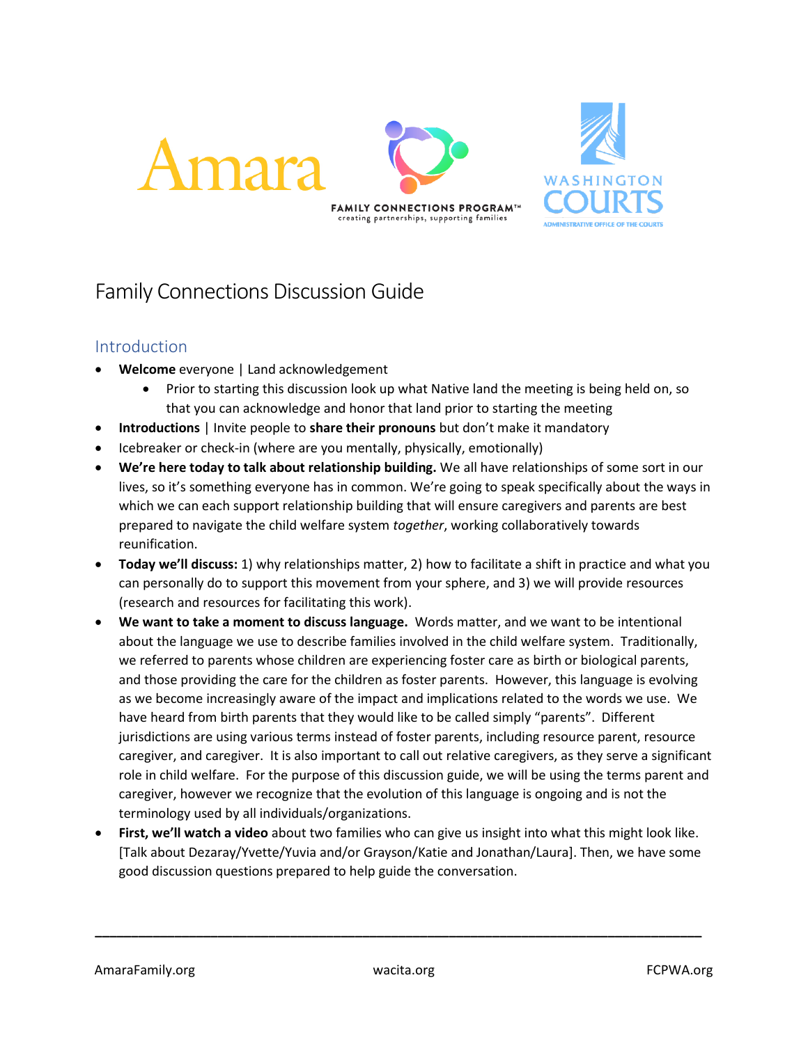# Family Connections Discussion Guide

## Introduction

- **Welcome** everyone | Land acknowledgement
  - Prior to starting this discussion look up what Native land the meeting is being held on, so that you can acknowledge and honor that land prior to starting the meeting
- **Introductions** | Invite people to **share their pronouns** but don't make it mandatory
- Icebreaker or check-in (where are you mentally, physically, emotionally)
- **We're here today to talk about relationship building.** We all have relationships of some sort in our lives, so it's something everyone has in common. We're going to speak specifically about the ways in which we can each support relationship building that will ensure caregivers and parents are best prepared to navigate the child welfare system *together*, working collaboratively towards reunification.
- **Today we'll discuss:** 1) why relationships matter, 2) how to facilitate a shift in practice and what you can personally do to support this movement from your sphere, and 3) we will provide resources (research and resources for facilitating this work).
- **We want to take a moment to discuss language.** Words matter, and we want to be intentional about the language we use to describe families involved in the child welfare system. Traditionally, we referred to parents whose children are experiencing foster care as birth or biological parents, and those providing the care for the children as foster parents. However, this language is evolving as we become increasingly aware of the impact and implications related to the words we use. We have heard from birth parents that they would like to be called simply "parents". Different jurisdictions are using various terms instead of foster parents, including resource parent, resource caregiver, and caregiver. It is also important to call out relative caregivers, as they serve a significant role in child welfare. For the purpose of this discussion guide, we will be using the terms parent and caregiver, however we recognize that the evolution of this language is ongoing and is not the terminology used by all individuals/organizations.
- **First, we'll watch a video** about two families who can give us insight into what this might look like. [Talk about Dezaray/Yvette/Yuvia and/or Grayson/Katie and Jonathan/Laura]. Then, we have some good discussion questions prepared to help guide the conversation.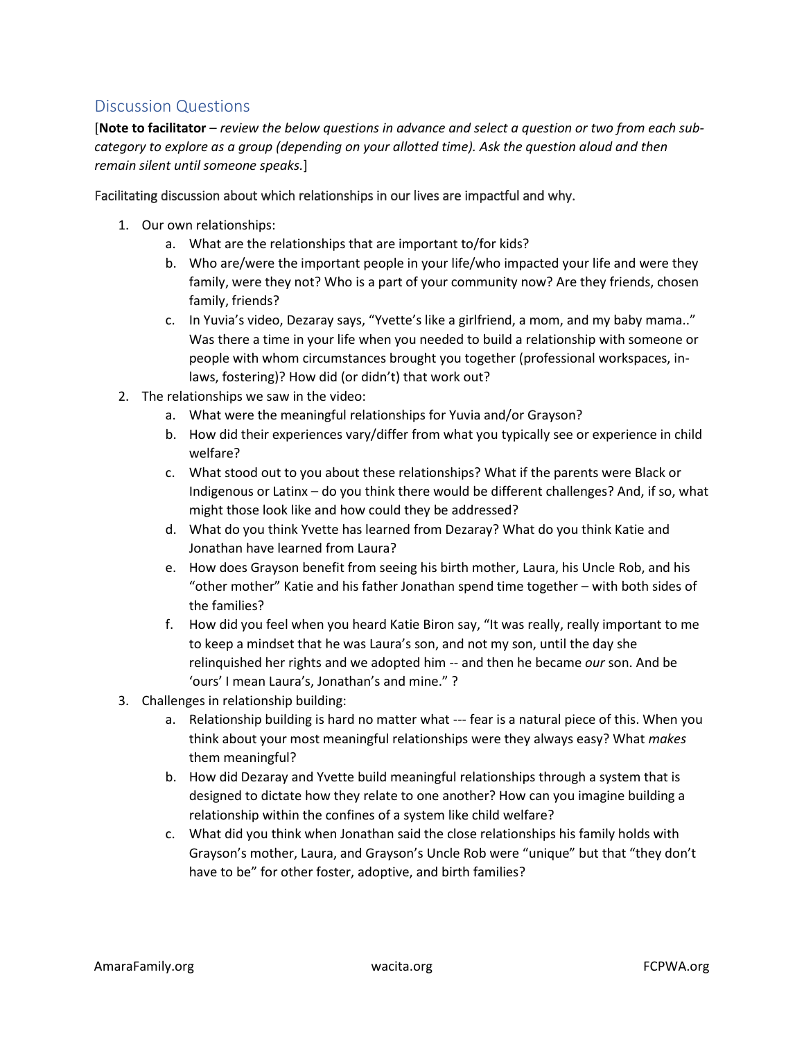## Discussion Questions

[**Note to facilitator** – *review the below questions in advance and select a question or two from each sub-category to explore as a group (depending on your allotted time). Ask the question aloud and then remain silent until someone speaks.*]

Facilitating discussion about which relationships in our lives are impactful and why.

1. Our own relationships:
   a. What are the relationships that are important to/for kids?
   b. Who are/were the important people in your life/who impacted your life and were they family, were they not? Who is a part of your community now? Are they friends, chosen family, friends?
   c. In Yuvia's video, Dezaray says, "Yvette's like a girlfriend, a mom, and my baby mama.." Was there a time in your life when you needed to build a relationship with someone or people with whom circumstances brought you together (professional workspaces, in-laws, fostering)? How did (or didn't) that work out?
2. The relationships we saw in the video:
   a. What were the meaningful relationships for Yuvia and/or Grayson?
   b. How did their experiences vary/differ from what you typically see or experience in child welfare?
   c. What stood out to you about these relationships? What if the parents were Black or Indigenous or Latinx – do you think there would be different challenges? And, if so, what might those look like and how could they be addressed?
   d. What do you think Yvette has learned from Dezaray? What do you think Katie and Jonathan have learned from Laura?
   e. How does Grayson benefit from seeing his birth mother, Laura, his Uncle Rob, and his "other mother" Katie and his father Jonathan spend time together – with both sides of the families?
   f. How did you feel when you heard Katie Biron say, "It was really, really important to me to keep a mindset that he was Laura's son, and not my son, until the day she relinquished her rights and we adopted him -- and then he became *our* son. And be 'ours' I mean Laura's, Jonathan's and mine." ?
3. Challenges in relationship building:
   a. Relationship building is hard no matter what --- fear is a natural piece of this. When you think about your most meaningful relationships were they always easy? What *makes* them meaningful?
   b. How did Dezaray and Yvette build meaningful relationships through a system that is designed to dictate how they relate to one another? How can you imagine building a relationship within the confines of a system like child welfare?
   c. What did you think when Jonathan said the close relationships his family holds with Grayson's mother, Laura, and Grayson's Uncle Rob were "unique" but that "they don't have to be" for other foster, adoptive, and birth families?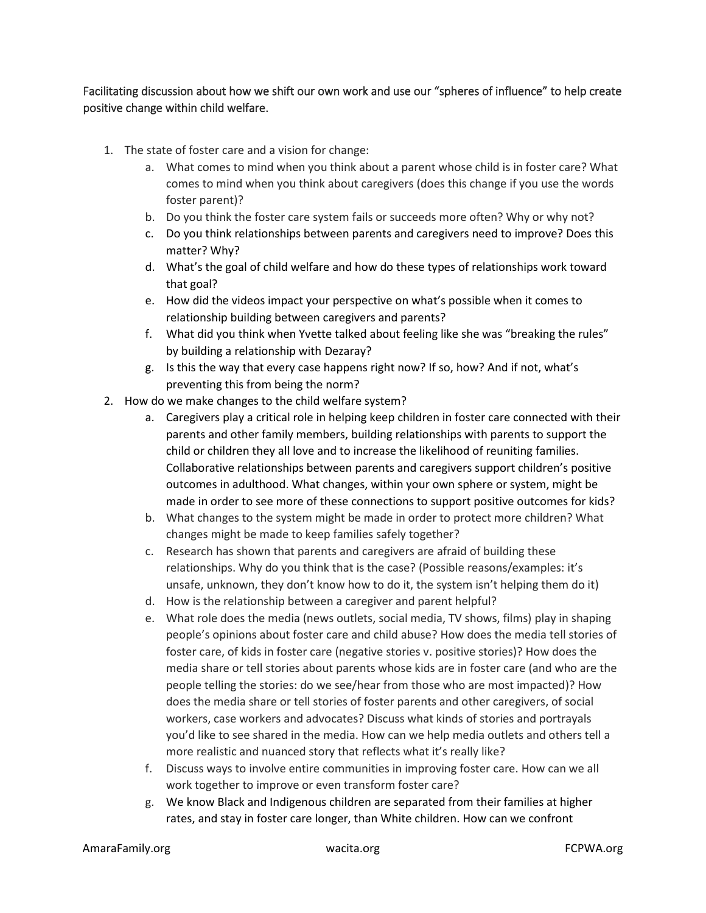Facilitating discussion about how we shift our own work and use our "spheres of influence" to help create positive change within child welfare.

1. The state of foster care and a vision for change:
    a. What comes to mind when you think about a parent whose child is in foster care? What comes to mind when you think about caregivers (does this change if you use the words foster parent)?
    b. Do you think the foster care system fails or succeeds more often? Why or why not?
    c. Do you think relationships between parents and caregivers need to improve? Does this matter? Why?
    d. What's the goal of child welfare and how do these types of relationships work toward that goal?
    e. How did the videos impact your perspective on what's possible when it comes to relationship building between caregivers and parents?
    f. What did you think when Yvette talked about feeling like she was "breaking the rules" by building a relationship with Dezaray?
    g. Is this the way that every case happens right now? If so, how? And if not, what's preventing this from being the norm?
2. How do we make changes to the child welfare system?
    a. Caregivers play a critical role in helping keep children in foster care connected with their parents and other family members, building relationships with parents to support the child or children they all love and to increase the likelihood of reuniting families. Collaborative relationships between parents and caregivers support children's positive outcomes in adulthood. What changes, within your own sphere or system, might be made in order to see more of these connections to support positive outcomes for kids?
    b. What changes to the system might be made in order to protect more children? What changes might be made to keep families safely together?
    c. Research has shown that parents and caregivers are afraid of building these relationships. Why do you think that is the case? (Possible reasons/examples: it's unsafe, unknown, they don't know how to do it, the system isn't helping them do it)
    d. How is the relationship between a caregiver and parent helpful?
    e. What role does the media (news outlets, social media, TV shows, films) play in shaping people's opinions about foster care and child abuse? How does the media tell stories of foster care, of kids in foster care (negative stories v. positive stories)? How does the media share or tell stories about parents whose kids are in foster care (and who are the people telling the stories: do we see/hear from those who are most impacted)? How does the media share or tell stories of foster parents and other caregivers, of social workers, case workers and advocates? Discuss what kinds of stories and portrayals you'd like to see shared in the media. How can we help media outlets and others tell a more realistic and nuanced story that reflects what it's really like?
    f. Discuss ways to involve entire communities in improving foster care. How can we all work together to improve or even transform foster care?
    g. We know Black and Indigenous children are separated from their families at higher rates, and stay in foster care longer, than White children. How can we confront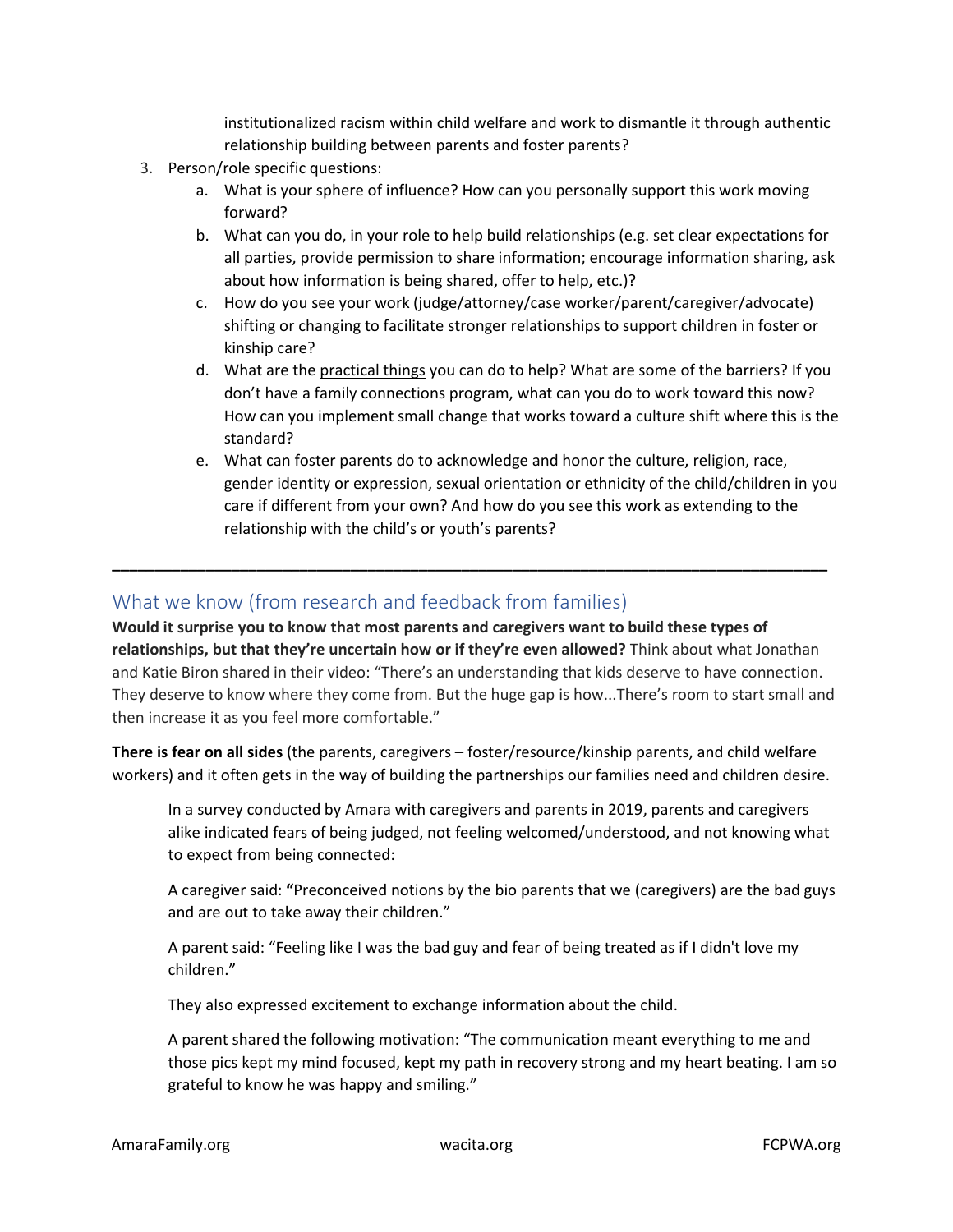institutionalized racism within child welfare and work to dismantle it through authentic relationship building between parents and foster parents?

3. Person/role specific questions:
    a. What is your sphere of influence? How can you personally support this work moving forward?
    b. What can you do, in your role to help build relationships (e.g. set clear expectations for all parties, provide permission to share information; encourage information sharing, ask about how information is being shared, offer to help, etc.)?
    c. How do you see your work (judge/attorney/case worker/parent/caregiver/advocate) shifting or changing to facilitate stronger relationships to support children in foster or kinship care?
    d. What are the practical things you can do to help? What are some of the barriers? If you don't have a family connections program, what can you do to work toward this now? How can you implement small change that works toward a culture shift where this is the standard?
    e. What can foster parents do to acknowledge and honor the culture, religion, race, gender identity or expression, sexual orientation or ethnicity of the child/children in you care if different from your own? And how do you see this work as extending to the relationship with the child's or youth's parents?

---

## What we know (from research and feedback from families)

**Would it surprise you to know that most parents and caregivers want to build these types of relationships, but that they're uncertain how or if they're even allowed?** Think about what Jonathan and Katie Biron shared in their video: "There's an understanding that kids deserve to have connection. They deserve to know where they come from. But the huge gap is how...There's room to start small and then increase it as you feel more comfortable."

**There is fear on all sides** (the parents, caregivers – foster/resource/kinship parents, and child welfare workers) and it often gets in the way of building the partnerships our families need and children desire.

> In a survey conducted by Amara with caregivers and parents in 2019, parents and caregivers alike indicated fears of being judged, not feeling welcomed/understood, and not knowing what to expect from being connected:
>
> A caregiver said: **"**Preconceived notions by the bio parents that we (caregivers) are the bad guys and are out to take away their children."
>
> A parent said: "Feeling like I was the bad guy and fear of being treated as if I didn't love my children."
>
> They also expressed excitement to exchange information about the child.
>
> A parent shared the following motivation: "The communication meant everything to me and those pics kept my mind focused, kept my path in recovery strong and my heart beating. I am so grateful to know he was happy and smiling."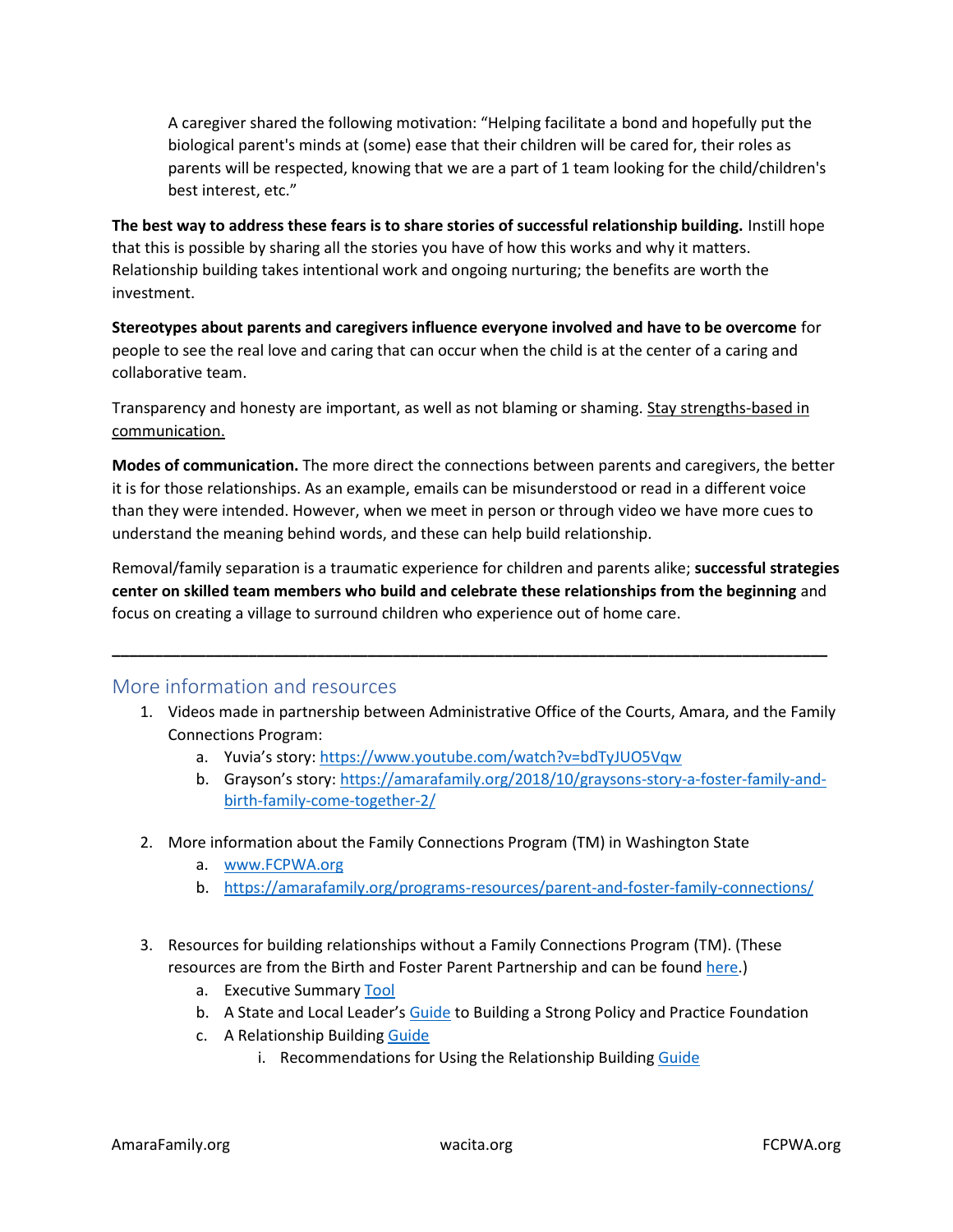> A caregiver shared the following motivation: "Helping facilitate a bond and hopefully put the biological parent's minds at (some) ease that their children will be cared for, their roles as parents will be respected, knowing that we are a part of 1 team looking for the child/children's best interest, etc."

**The best way to address these fears is to share stories of successful relationship building.** Instill hope that this is possible by sharing all the stories you have of how this works and why it matters. Relationship building takes intentional work and ongoing nurturing; the benefits are worth the investment.

**Stereotypes about parents and caregivers influence everyone involved and have to be overcome** for people to see the real love and caring that can occur when the child is at the center of a caring and collaborative team.

Transparency and honesty are important, as well as not blaming or shaming. Stay strengths-based in communication.

**Modes of communication.** The more direct the connections between parents and caregivers, the better it is for those relationships. As an example, emails can be misunderstood or read in a different voice than they were intended. However, when we meet in person or through video we have more cues to understand the meaning behind words, and these can help build relationship.

Removal/family separation is a traumatic experience for children and parents alike; **successful strategies center on skilled team members who build and celebrate these relationships from the beginning** and focus on creating a village to surround children who experience out of home care.

---

## More information and resources

1. Videos made in partnership between Administrative Office of the Courts, Amara, and the Family Connections Program:
   a. Yuvia's story: https://www.youtube.com/watch?v=bdTyJUO5Vqw
   b. Grayson's story: https://amarafamily.org/2018/10/graysons-story-a-foster-family-and-birth-family-come-together-2/
2. More information about the Family Connections Program (TM) in Washington State
   a. www.FCPWA.org
   b. https://amarafamily.org/programs-resources/parent-and-foster-family-connections/
3. Resources for building relationships without a Family Connections Program (TM). (These resources are from the Birth and Foster Parent Partnership and can be found here.)
   a. Executive Summary Tool
   b. A State and Local Leader's Guide to Building a Strong Policy and Practice Foundation
   c. A Relationship Building Guide
      i. Recommendations for Using the Relationship Building Guide